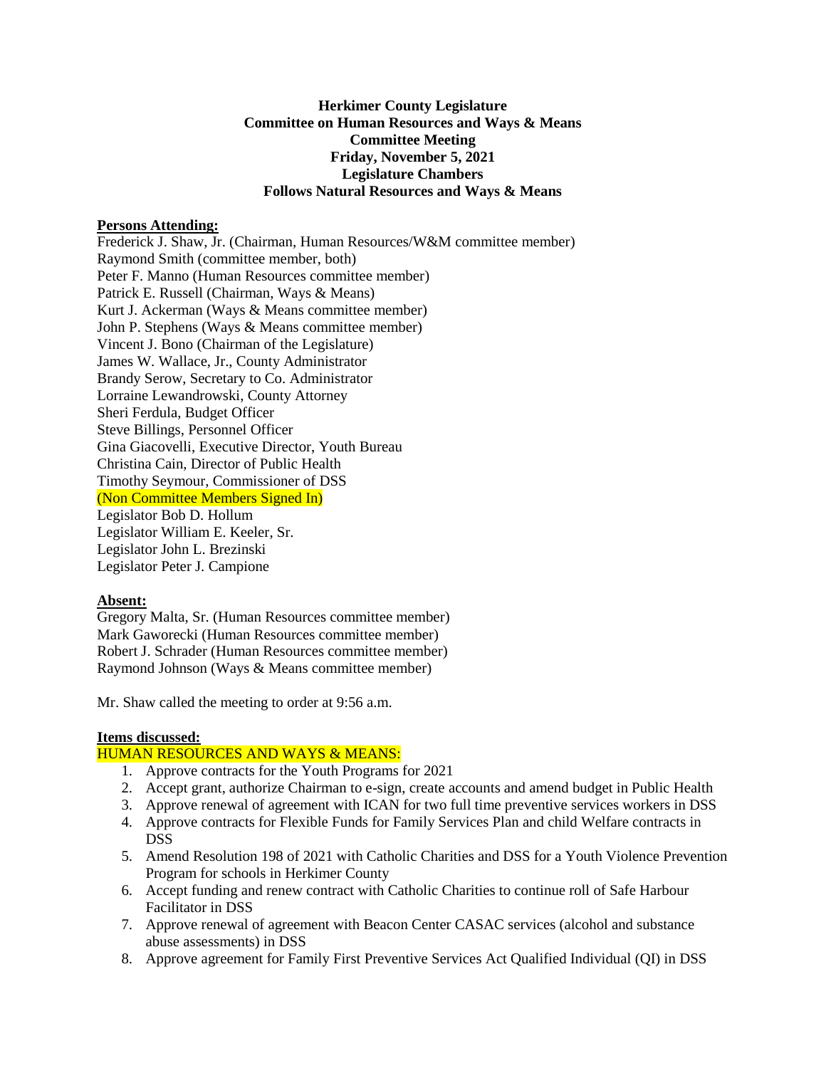**Herkimer County Legislature**
**Committee on Human Resources and Ways & Means**
**Committee Meeting**
**Friday, November 5, 2021**
**Legislature Chambers**
**Follows Natural Resources and Ways & Means**

**Persons Attending:**

Frederick J. Shaw, Jr. (Chairman, Human Resources/W&M committee member)
Raymond Smith (committee member, both)
Peter F. Manno (Human Resources committee member)
Patrick E. Russell (Chairman, Ways & Means)
Kurt J. Ackerman (Ways & Means committee member)
John P. Stephens (Ways & Means committee member)
Vincent J. Bono (Chairman of the Legislature)
James W. Wallace, Jr., County Administrator
Brandy Serow, Secretary to Co. Administrator
Lorraine Lewandrowski, County Attorney
Sheri Ferdula, Budget Officer
Steve Billings, Personnel Officer
Gina Giacovelli, Executive Director, Youth Bureau
Christina Cain, Director of Public Health
Timothy Seymour, Commissioner of DSS
(Non Committee Members Signed In)
Legislator Bob D. Hollum
Legislator William E. Keeler, Sr.
Legislator John L. Brezinski
Legislator Peter J. Campione

**Absent:**

Gregory Malta, Sr. (Human Resources committee member)
Mark Gaworecki (Human Resources committee member)
Robert J. Schrader (Human Resources committee member)
Raymond Johnson (Ways & Means committee member)

Mr. Shaw called the meeting to order at 9:56 a.m.

**Items discussed:**

HUMAN RESOURCES AND WAYS & MEANS:

1. Approve contracts for the Youth Programs for 2021
2. Accept grant, authorize Chairman to e-sign, create accounts and amend budget in Public Health
3. Approve renewal of agreement with ICAN for two full time preventive services workers in DSS
4. Approve contracts for Flexible Funds for Family Services Plan and child Welfare contracts in DSS
5. Amend Resolution 198 of 2021 with Catholic Charities and DSS for a Youth Violence Prevention Program for schools in Herkimer County
6. Accept funding and renew contract with Catholic Charities to continue roll of Safe Harbour Facilitator in DSS
7. Approve renewal of agreement with Beacon Center CASAC services (alcohol and substance abuse assessments) in DSS
8. Approve agreement for Family First Preventive Services Act Qualified Individual (QI) in DSS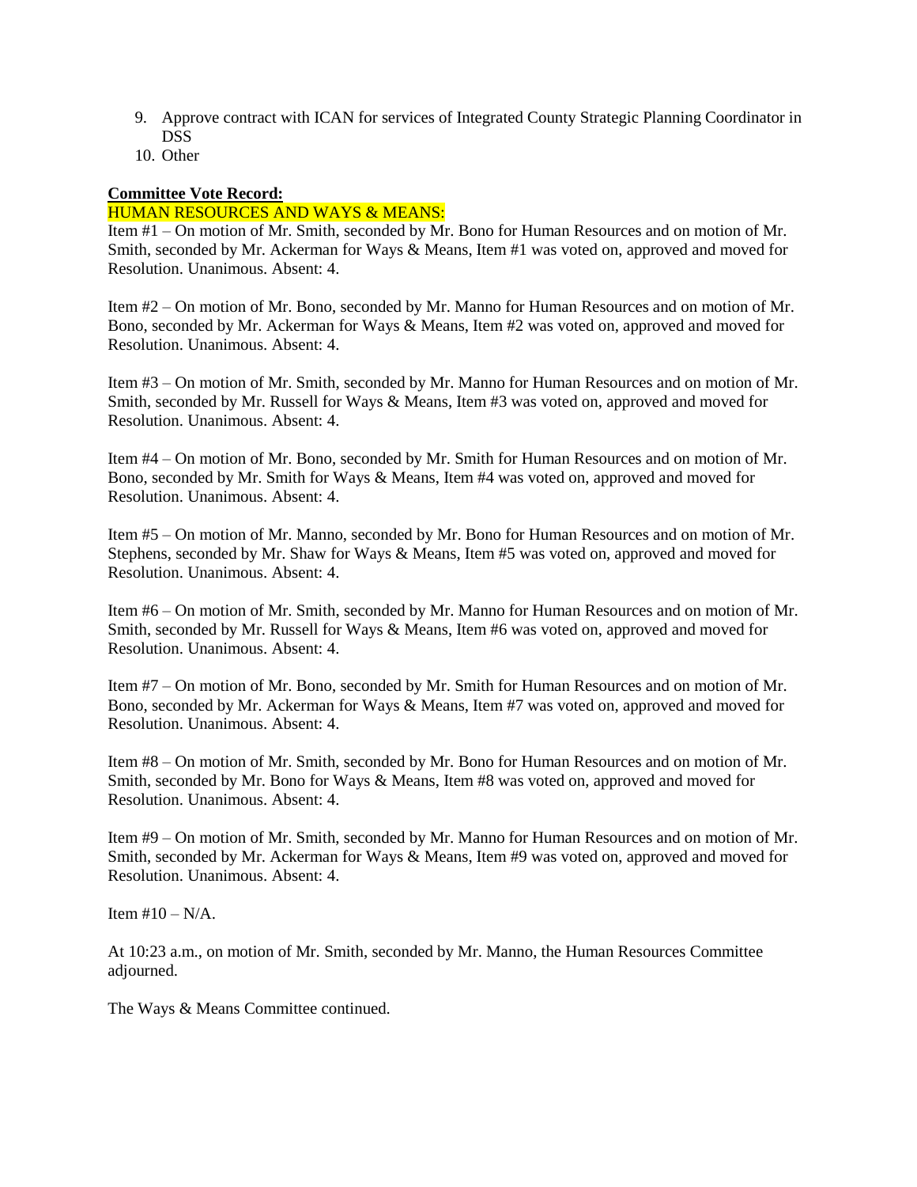9. Approve contract with ICAN for services of Integrated County Strategic Planning Coordinator in DSS
10. Other

**Committee Vote Record:**

HUMAN RESOURCES AND WAYS & MEANS:

Item #1 – On motion of Mr. Smith, seconded by Mr. Bono for Human Resources and on motion of Mr. Smith, seconded by Mr. Ackerman for Ways & Means, Item #1 was voted on, approved and moved for Resolution. Unanimous. Absent: 4.

Item #2 – On motion of Mr. Bono, seconded by Mr. Manno for Human Resources and on motion of Mr. Bono, seconded by Mr. Ackerman for Ways & Means, Item #2 was voted on, approved and moved for Resolution. Unanimous. Absent: 4.

Item #3 – On motion of Mr. Smith, seconded by Mr. Manno for Human Resources and on motion of Mr. Smith, seconded by Mr. Russell for Ways & Means, Item #3 was voted on, approved and moved for Resolution. Unanimous. Absent: 4.

Item #4 – On motion of Mr. Bono, seconded by Mr. Smith for Human Resources and on motion of Mr. Bono, seconded by Mr. Smith for Ways & Means, Item #4 was voted on, approved and moved for Resolution. Unanimous. Absent: 4.

Item #5 – On motion of Mr. Manno, seconded by Mr. Bono for Human Resources and on motion of Mr. Stephens, seconded by Mr. Shaw for Ways & Means, Item #5 was voted on, approved and moved for Resolution. Unanimous. Absent: 4.

Item #6 – On motion of Mr. Smith, seconded by Mr. Manno for Human Resources and on motion of Mr. Smith, seconded by Mr. Russell for Ways & Means, Item #6 was voted on, approved and moved for Resolution. Unanimous. Absent: 4.

Item #7 – On motion of Mr. Bono, seconded by Mr. Smith for Human Resources and on motion of Mr. Bono, seconded by Mr. Ackerman for Ways & Means, Item #7 was voted on, approved and moved for Resolution. Unanimous. Absent: 4.

Item #8 – On motion of Mr. Smith, seconded by Mr. Bono for Human Resources and on motion of Mr. Smith, seconded by Mr. Bono for Ways & Means, Item #8 was voted on, approved and moved for Resolution. Unanimous. Absent: 4.

Item #9 – On motion of Mr. Smith, seconded by Mr. Manno for Human Resources and on motion of Mr. Smith, seconded by Mr. Ackerman for Ways & Means, Item #9 was voted on, approved and moved for Resolution. Unanimous. Absent: 4.

Item #10 – N/A.

At 10:23 a.m., on motion of Mr. Smith, seconded by Mr. Manno, the Human Resources Committee adjourned.

The Ways & Means Committee continued.